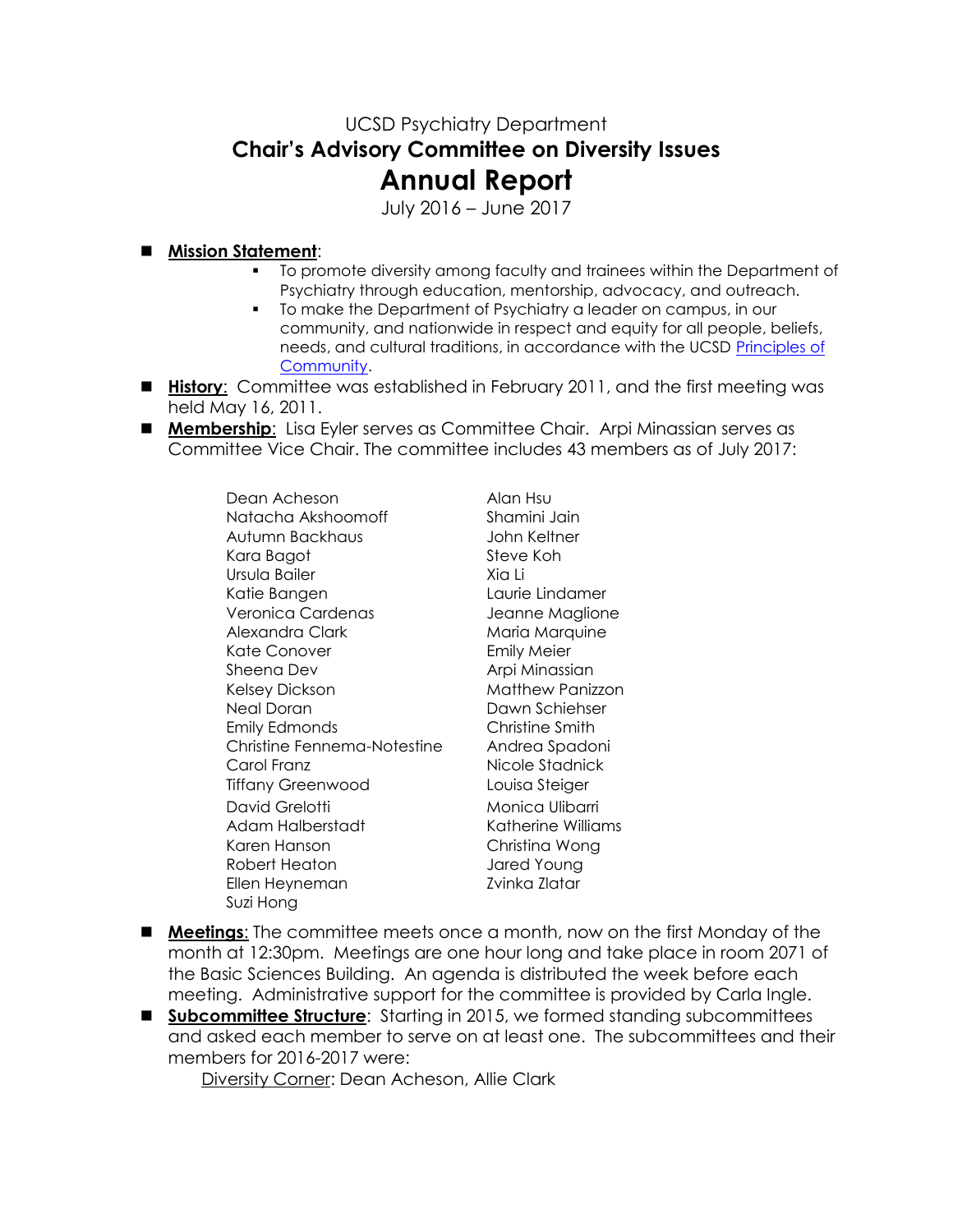UCSD Psychiatry Department

# Chair's Advisory Committee on Diversity Issues

# Annual Report

July 2016 – June 2017

- **Mission Statement**:
  - To promote diversity among faculty and trainees within the Department of Psychiatry through education, mentorship, advocacy, and outreach.
  - To make the Department of Psychiatry a leader on campus, in our community, and nationwide in respect and equity for all people, beliefs, needs, and cultural traditions, in accordance with the UCSD Principles of Community.
- **History**: Committee was established in February 2011, and the first meeting was held May 16, 2011.
- **Membership**: Lisa Eyler serves as Committee Chair. Arpi Minassian serves as Committee Vice Chair. The committee includes 43 members as of July 2017:

Dean Acheson
Natacha Akshoomoff
Autumn Backhaus
Kara Bagot
Ursula Bailer
Katie Bangen
Veronica Cardenas
Alexandra Clark
Kate Conover
Sheena Dev
Kelsey Dickson
Neal Doran
Emily Edmonds
Christine Fennema-Notestine
Carol Franz
Tiffany Greenwood
David Grelotti
Adam Halberstadt
Karen Hanson
Robert Heaton
Ellen Heyneman
Suzi Hong
Alan Hsu
Shamini Jain
John Keltner
Steve Koh
Xia Li
Laurie Lindamer
Jeanne Maglione
Maria Marquine
Emily Meier
Arpi Minassian
Matthew Panizzon
Dawn Schiehser
Christine Smith
Andrea Spadoni
Nicole Stadnick
Louisa Steiger
Monica Ulibarri
Katherine Williams
Christina Wong
Jared Young
Zvinka Zlatar

- **Meetings**: The committee meets once a month, now on the first Monday of the month at 12:30pm. Meetings are one hour long and take place in room 2071 of the Basic Sciences Building. An agenda is distributed the week before each meeting. Administrative support for the committee is provided by Carla Ingle.
- **Subcommittee Structure**: Starting in 2015, we formed standing subcommittees and asked each member to serve on at least one. The subcommittees and their members for 2016-2017 were:

  Diversity Corner: Dean Acheson, Allie Clark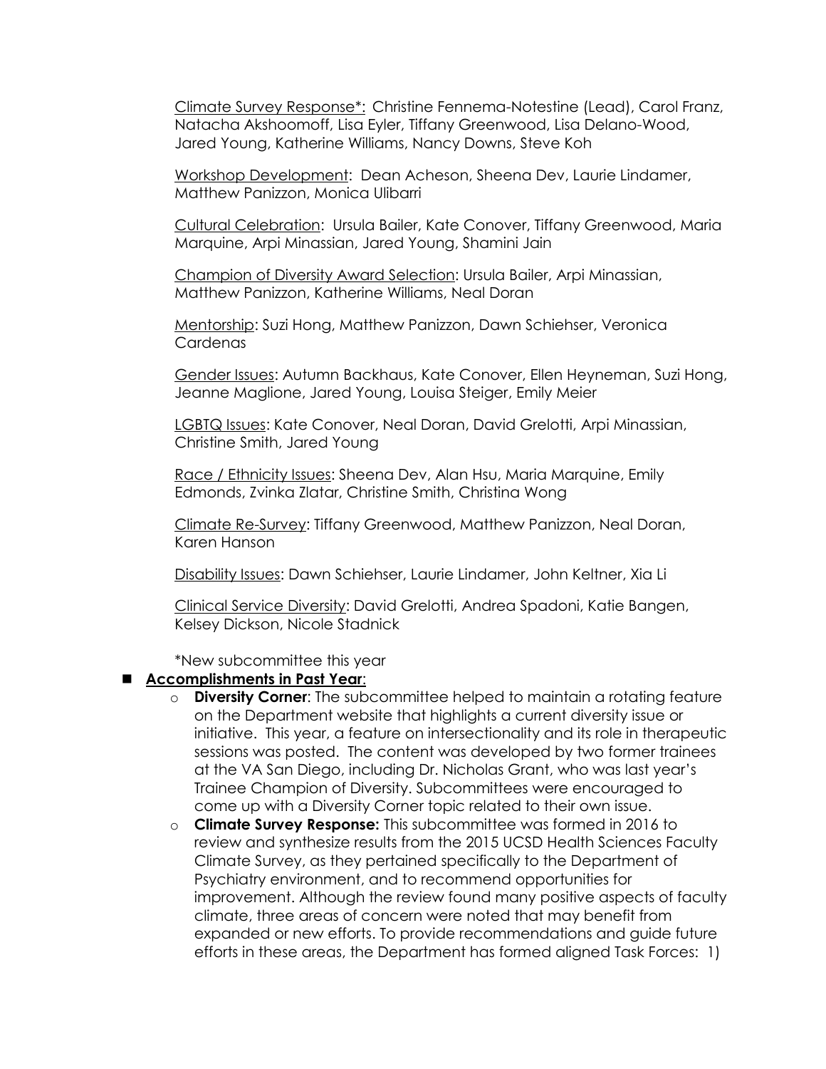<u>Climate Survey Response*</u>: Christine Fennema-Notestine (Lead), Carol Franz, Natacha Akshoomoff, Lisa Eyler, Tiffany Greenwood, Lisa Delano-Wood, Jared Young, Katherine Williams, Nancy Downs, Steve Koh

<u>Workshop Development</u>: Dean Acheson, Sheena Dev, Laurie Lindamer, Matthew Panizzon, Monica Ulibarri

<u>Cultural Celebration</u>: Ursula Bailer, Kate Conover, Tiffany Greenwood, Maria Marquine, Arpi Minassian, Jared Young, Shamini Jain

<u>Champion of Diversity Award Selection</u>: Ursula Bailer, Arpi Minassian, Matthew Panizzon, Katherine Williams, Neal Doran

<u>Mentorship</u>: Suzi Hong, Matthew Panizzon, Dawn Schiehser, Veronica Cardenas

<u>Gender Issues</u>: Autumn Backhaus, Kate Conover, Ellen Heyneman, Suzi Hong, Jeanne Maglione, Jared Young, Louisa Steiger, Emily Meier

<u>LGBTQ Issues</u>: Kate Conover, Neal Doran, David Grelotti, Arpi Minassian, Christine Smith, Jared Young

<u>Race / Ethnicity Issues</u>: Sheena Dev, Alan Hsu, Maria Marquine, Emily Edmonds, Zvinka Zlatar, Christine Smith, Christina Wong

<u>Climate Re-Survey</u>: Tiffany Greenwood, Matthew Panizzon, Neal Doran, Karen Hanson

<u>Disability Issues</u>: Dawn Schiehser, Laurie Lindamer, John Keltner, Xia Li

<u>Clinical Service Diversity</u>: David Grelotti, Andrea Spadoni, Katie Bangen, Kelsey Dickson, Nicole Stadnick

*New subcommittee this year

- **<u>Accomplishments in Past Year</u>**:
  - **Diversity Corner**: The subcommittee helped to maintain a rotating feature on the Department website that highlights a current diversity issue or initiative. This year, a feature on intersectionality and its role in therapeutic sessions was posted. The content was developed by two former trainees at the VA San Diego, including Dr. Nicholas Grant, who was last year's Trainee Champion of Diversity. Subcommittees were encouraged to come up with a Diversity Corner topic related to their own issue.
  - **Climate Survey Response:** This subcommittee was formed in 2016 to review and synthesize results from the 2015 UCSD Health Sciences Faculty Climate Survey, as they pertained specifically to the Department of Psychiatry environment, and to recommend opportunities for improvement. Although the review found many positive aspects of faculty climate, three areas of concern were noted that may benefit from expanded or new efforts. To provide recommendations and guide future efforts in these areas, the Department has formed aligned Task Forces: 1)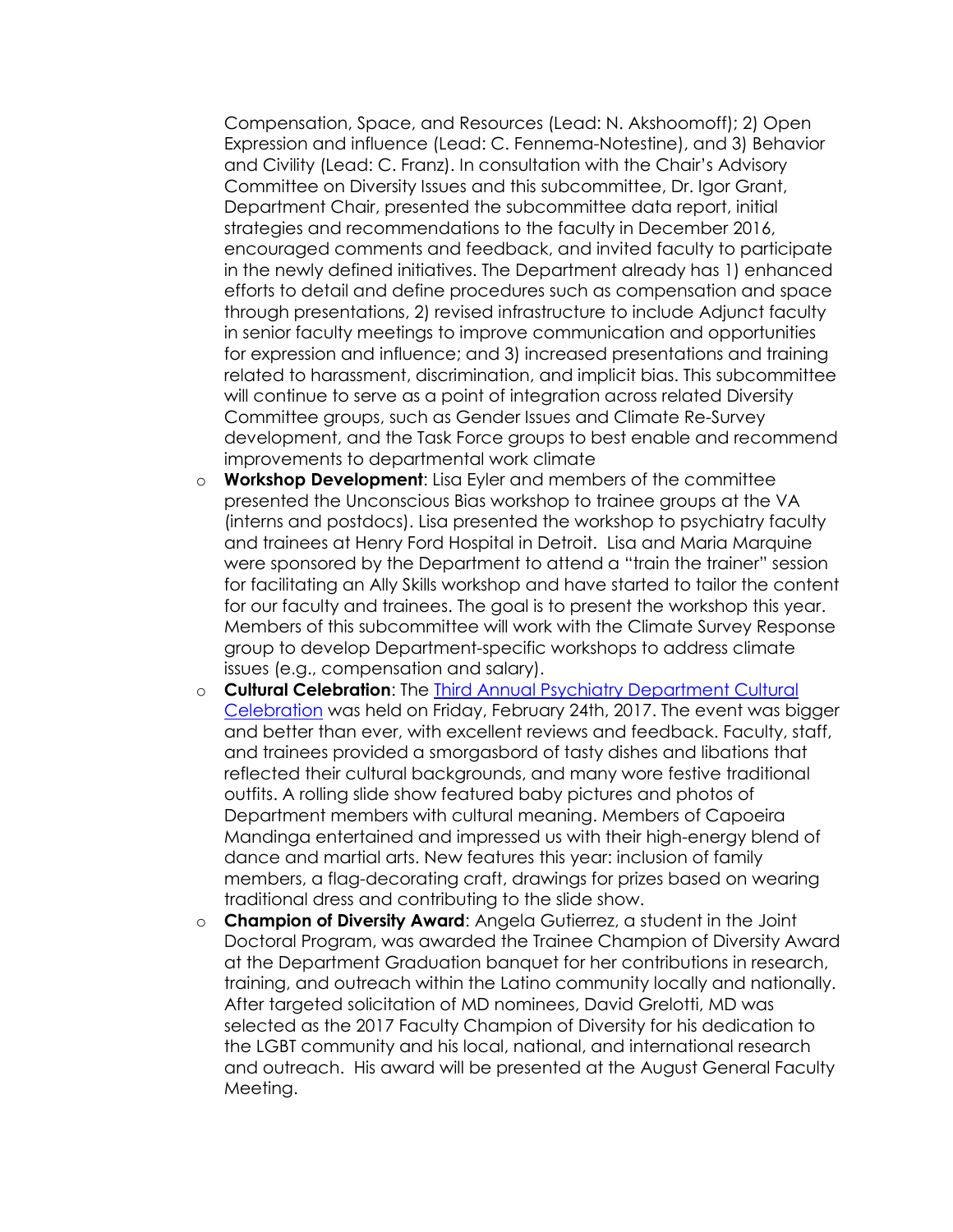Compensation, Space, and Resources (Lead: N. Akshoomoff); 2) Open Expression and influence (Lead: C. Fennema-Notestine), and 3) Behavior and Civility (Lead: C. Franz). In consultation with the Chair's Advisory Committee on Diversity Issues and this subcommittee, Dr. Igor Grant, Department Chair, presented the subcommittee data report, initial strategies and recommendations to the faculty in December 2016, encouraged comments and feedback, and invited faculty to participate in the newly defined initiatives. The Department already has 1) enhanced efforts to detail and define procedures such as compensation and space through presentations, 2) revised infrastructure to include Adjunct faculty in senior faculty meetings to improve communication and opportunities for expression and influence; and 3) increased presentations and training related to harassment, discrimination, and implicit bias. This subcommittee will continue to serve as a point of integration across related Diversity Committee groups, such as Gender Issues and Climate Re-Survey development, and the Task Force groups to best enable and recommend improvements to departmental work climate

- **Workshop Development**: Lisa Eyler and members of the committee presented the Unconscious Bias workshop to trainee groups at the VA (interns and postdocs). Lisa presented the workshop to psychiatry faculty and trainees at Henry Ford Hospital in Detroit. Lisa and Maria Marquine were sponsored by the Department to attend a "train the trainer" session for facilitating an Ally Skills workshop and have started to tailor the content for our faculty and trainees. The goal is to present the workshop this year. Members of this subcommittee will work with the Climate Survey Response group to develop Department-specific workshops to address climate issues (e.g., compensation and salary).
- **Cultural Celebration**: The Third Annual Psychiatry Department Cultural Celebration was held on Friday, February 24th, 2017. The event was bigger and better than ever, with excellent reviews and feedback. Faculty, staff, and trainees provided a smorgasbord of tasty dishes and libations that reflected their cultural backgrounds, and many wore festive traditional outfits. A rolling slide show featured baby pictures and photos of Department members with cultural meaning. Members of Capoeira Mandinga entertained and impressed us with their high-energy blend of dance and martial arts. New features this year: inclusion of family members, a flag-decorating craft, drawings for prizes based on wearing traditional dress and contributing to the slide show.
- **Champion of Diversity Award**: Angela Gutierrez, a student in the Joint Doctoral Program, was awarded the Trainee Champion of Diversity Award at the Department Graduation banquet for her contributions in research, training, and outreach within the Latino community locally and nationally. After targeted solicitation of MD nominees, David Grelotti, MD was selected as the 2017 Faculty Champion of Diversity for his dedication to the LGBT community and his local, national, and international research and outreach. His award will be presented at the August General Faculty Meeting.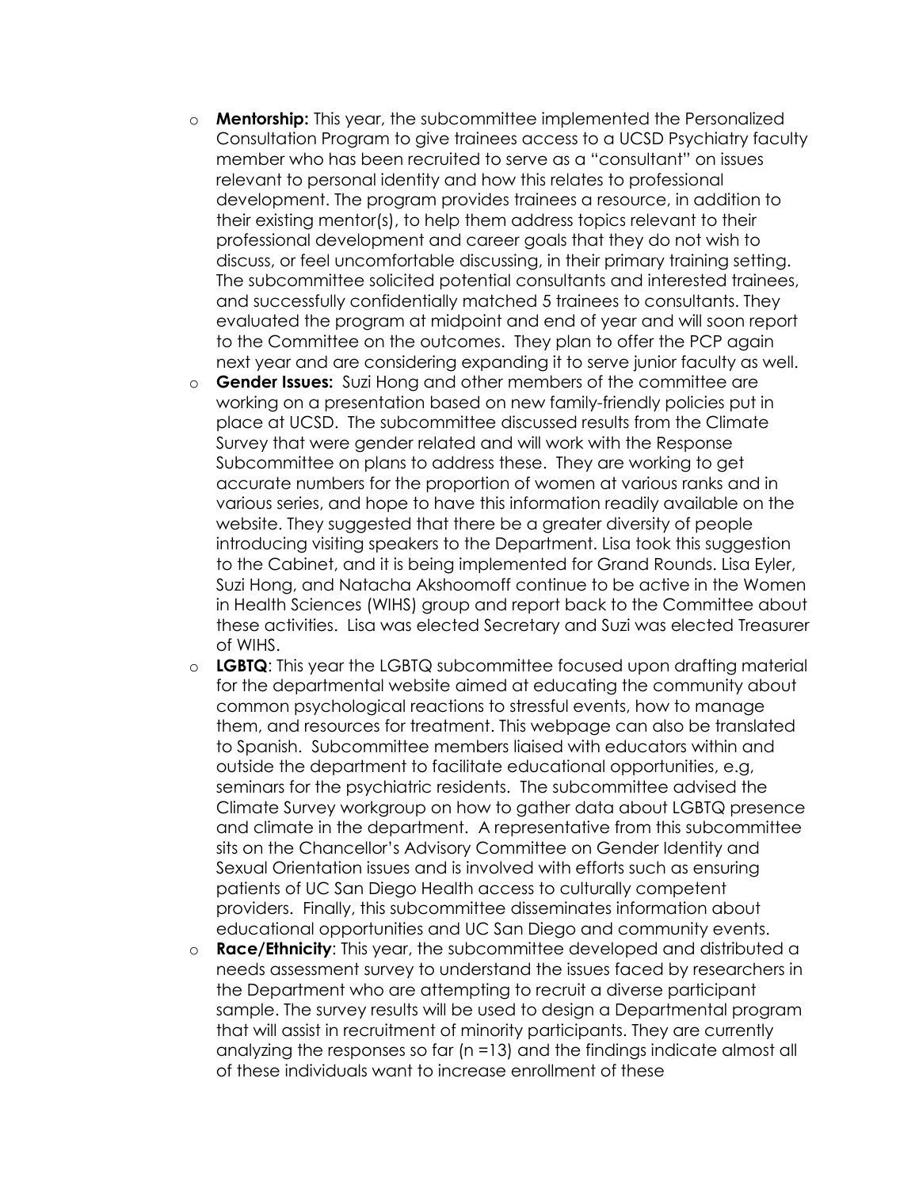- **Mentorship:** This year, the subcommittee implemented the Personalized Consultation Program to give trainees access to a UCSD Psychiatry faculty member who has been recruited to serve as a "consultant" on issues relevant to personal identity and how this relates to professional development. The program provides trainees a resource, in addition to their existing mentor(s), to help them address topics relevant to their professional development and career goals that they do not wish to discuss, or feel uncomfortable discussing, in their primary training setting. The subcommittee solicited potential consultants and interested trainees, and successfully confidentially matched 5 trainees to consultants. They evaluated the program at midpoint and end of year and will soon report to the Committee on the outcomes. They plan to offer the PCP again next year and are considering expanding it to serve junior faculty as well.
- **Gender Issues:** Suzi Hong and other members of the committee are working on a presentation based on new family-friendly policies put in place at UCSD. The subcommittee discussed results from the Climate Survey that were gender related and will work with the Response Subcommittee on plans to address these. They are working to get accurate numbers for the proportion of women at various ranks and in various series, and hope to have this information readily available on the website. They suggested that there be a greater diversity of people introducing visiting speakers to the Department. Lisa took this suggestion to the Cabinet, and it is being implemented for Grand Rounds. Lisa Eyler, Suzi Hong, and Natacha Akshoomoff continue to be active in the Women in Health Sciences (WIHS) group and report back to the Committee about these activities. Lisa was elected Secretary and Suzi was elected Treasurer of WIHS.
- **LGBTQ**: This year the LGBTQ subcommittee focused upon drafting material for the departmental website aimed at educating the community about common psychological reactions to stressful events, how to manage them, and resources for treatment. This webpage can also be translated to Spanish. Subcommittee members liaised with educators within and outside the department to facilitate educational opportunities, e.g, seminars for the psychiatric residents. The subcommittee advised the Climate Survey workgroup on how to gather data about LGBTQ presence and climate in the department. A representative from this subcommittee sits on the Chancellor's Advisory Committee on Gender Identity and Sexual Orientation issues and is involved with efforts such as ensuring patients of UC San Diego Health access to culturally competent providers. Finally, this subcommittee disseminates information about educational opportunities and UC San Diego and community events.
- **Race/Ethnicity**: This year, the subcommittee developed and distributed a needs assessment survey to understand the issues faced by researchers in the Department who are attempting to recruit a diverse participant sample. The survey results will be used to design a Departmental program that will assist in recruitment of minority participants. They are currently analyzing the responses so far (n =13) and the findings indicate almost all of these individuals want to increase enrollment of these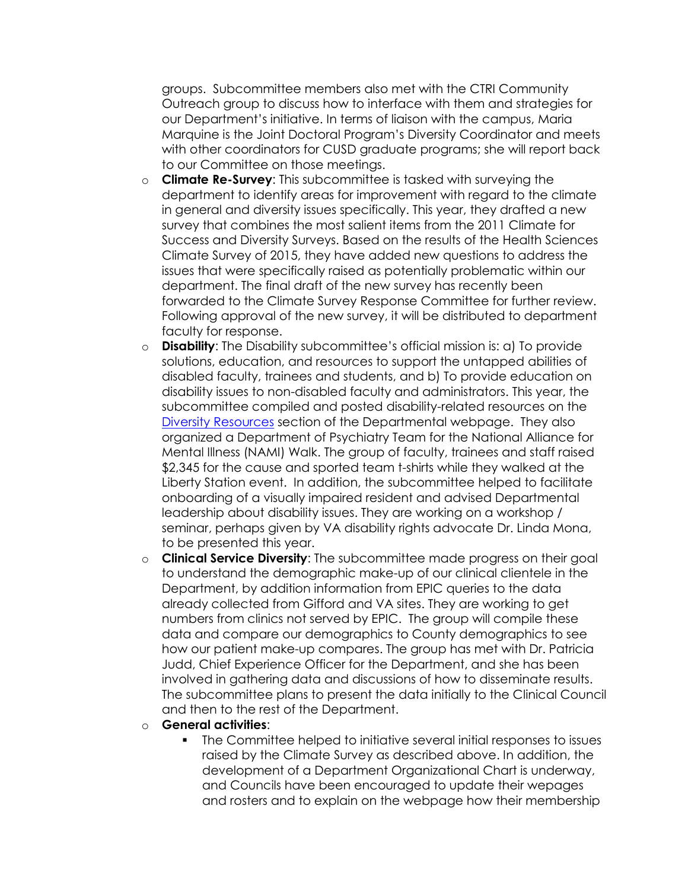groups. Subcommittee members also met with the CTRI Community Outreach group to discuss how to interface with them and strategies for our Department's initiative. In terms of liaison with the campus, Maria Marquine is the Joint Doctoral Program's Diversity Coordinator and meets with other coordinators for CUSD graduate programs; she will report back to our Committee on those meetings.

- **Climate Re-Survey**: This subcommittee is tasked with surveying the department to identify areas for improvement with regard to the climate in general and diversity issues specifically. This year, they drafted a new survey that combines the most salient items from the 2011 Climate for Success and Diversity Surveys. Based on the results of the Health Sciences Climate Survey of 2015, they have added new questions to address the issues that were specifically raised as potentially problematic within our department. The final draft of the new survey has recently been forwarded to the Climate Survey Response Committee for further review. Following approval of the new survey, it will be distributed to department faculty for response.
- **Disability**: The Disability subcommittee's official mission is: a) To provide solutions, education, and resources to support the untapped abilities of disabled faculty, trainees and students, and b) To provide education on disability issues to non-disabled faculty and administrators. This year, the subcommittee compiled and posted disability-related resources on the Diversity Resources section of the Departmental webpage. They also organized a Department of Psychiatry Team for the National Alliance for Mental Illness (NAMI) Walk. The group of faculty, trainees and staff raised $2,345 for the cause and sported team t-shirts while they walked at the Liberty Station event. In addition, the subcommittee helped to facilitate onboarding of a visually impaired resident and advised Departmental leadership about disability issues. They are working on a workshop / seminar, perhaps given by VA disability rights advocate Dr. Linda Mona, to be presented this year.
- **Clinical Service Diversity**: The subcommittee made progress on their goal to understand the demographic make-up of our clinical clientele in the Department, by addition information from EPIC queries to the data already collected from Gifford and VA sites. They are working to get numbers from clinics not served by EPIC. The group will compile these data and compare our demographics to County demographics to see how our patient make-up compares. The group has met with Dr. Patricia Judd, Chief Experience Officer for the Department, and she has been involved in gathering data and discussions of how to disseminate results. The subcommittee plans to present the data initially to the Clinical Council and then to the rest of the Department.
- **General activities**:
  - The Committee helped to initiative several initial responses to issues raised by the Climate Survey as described above. In addition, the development of a Department Organizational Chart is underway, and Councils have been encouraged to update their wepages and rosters and to explain on the webpage how their membership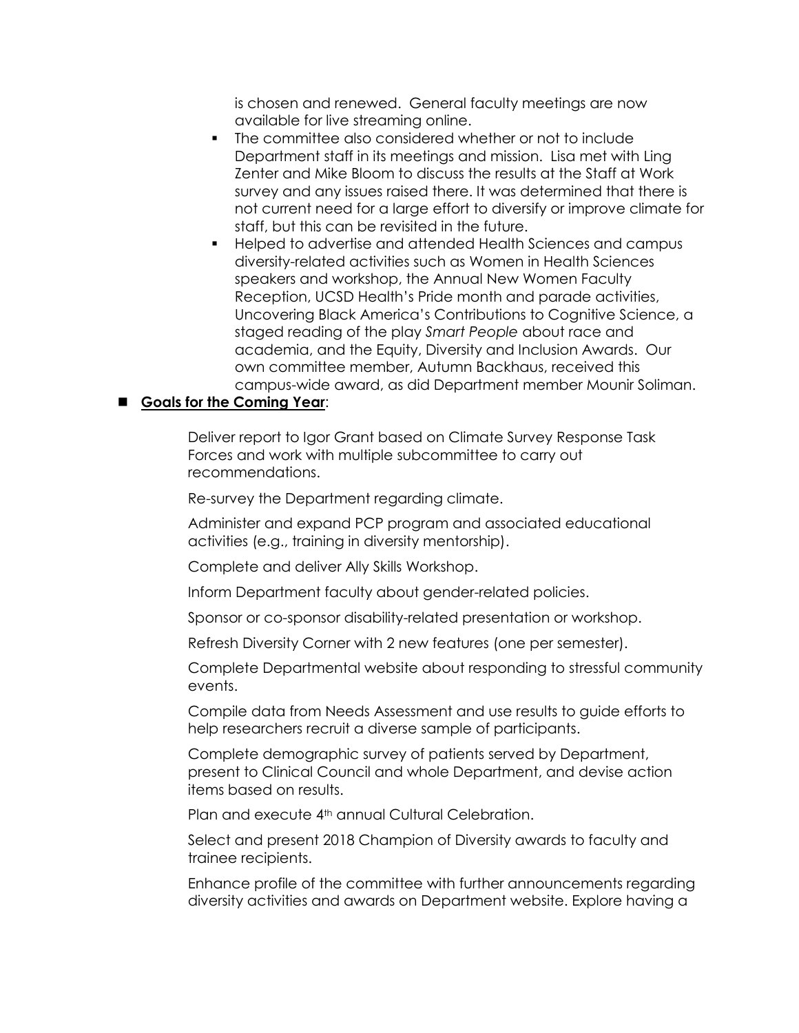is chosen and renewed. General faculty meetings are now available for live streaming online.

- The committee also considered whether or not to include Department staff in its meetings and mission. Lisa met with Ling Zenter and Mike Bloom to discuss the results at the Staff at Work survey and any issues raised there. It was determined that there is not current need for a large effort to diversify or improve climate for staff, but this can be revisited in the future.
- Helped to advertise and attended Health Sciences and campus diversity-related activities such as Women in Health Sciences speakers and workshop, the Annual New Women Faculty Reception, UCSD Health's Pride month and parade activities, Uncovering Black America's Contributions to Cognitive Science, a staged reading of the play *Smart People* about race and academia, and the Equity, Diversity and Inclusion Awards. Our own committee member, Autumn Backhaus, received this campus-wide award, as did Department member Mounir Soliman.

- **Goals for the Coming Year**:

Deliver report to Igor Grant based on Climate Survey Response Task Forces and work with multiple subcommittee to carry out recommendations.

Re-survey the Department regarding climate.

Administer and expand PCP program and associated educational activities (e.g., training in diversity mentorship).

Complete and deliver Ally Skills Workshop.

Inform Department faculty about gender-related policies.

Sponsor or co-sponsor disability-related presentation or workshop.

Refresh Diversity Corner with 2 new features (one per semester).

Complete Departmental website about responding to stressful community events.

Compile data from Needs Assessment and use results to guide efforts to help researchers recruit a diverse sample of participants.

Complete demographic survey of patients served by Department, present to Clinical Council and whole Department, and devise action items based on results.

Plan and execute 4th annual Cultural Celebration.

Select and present 2018 Champion of Diversity awards to faculty and trainee recipients.

Enhance profile of the committee with further announcements regarding diversity activities and awards on Department website. Explore having a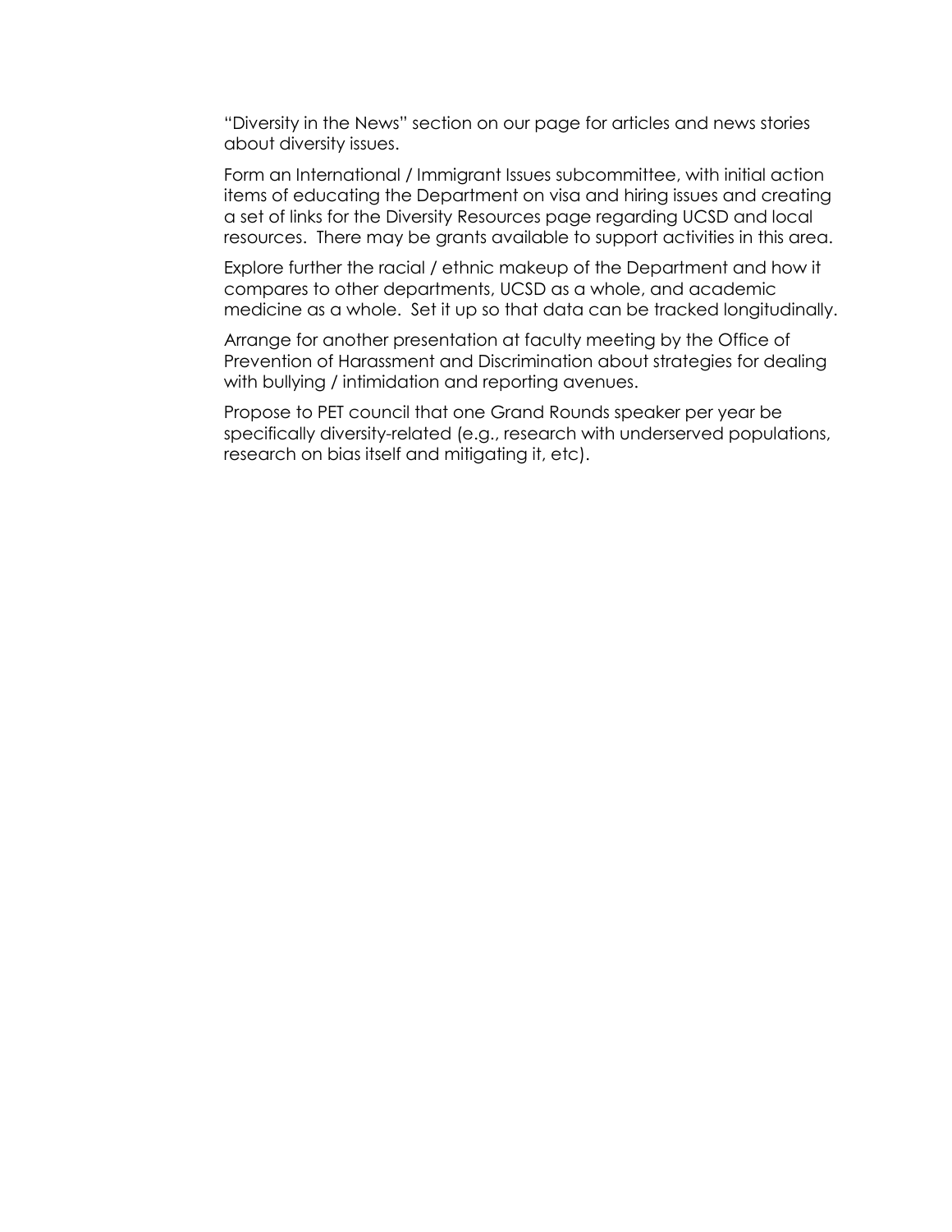"Diversity in the News" section on our page for articles and news stories about diversity issues.

Form an International / Immigrant Issues subcommittee, with initial action items of educating the Department on visa and hiring issues and creating a set of links for the Diversity Resources page regarding UCSD and local resources. There may be grants available to support activities in this area.

Explore further the racial / ethnic makeup of the Department and how it compares to other departments, UCSD as a whole, and academic medicine as a whole. Set it up so that data can be tracked longitudinally.

Arrange for another presentation at faculty meeting by the Office of Prevention of Harassment and Discrimination about strategies for dealing with bullying / intimidation and reporting avenues.

Propose to PET council that one Grand Rounds speaker per year be specifically diversity-related (e.g., research with underserved populations, research on bias itself and mitigating it, etc).